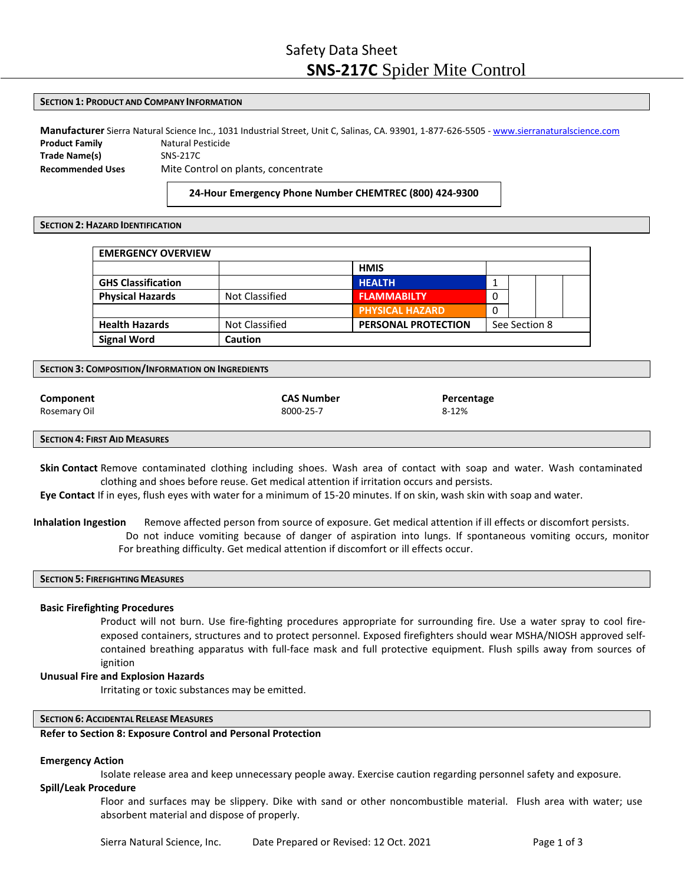# Safety Data Sheet

## **SNS-217C** Spider Mite Control

### SECTION 1: PRODUCT AND COMPANY INFORMATION

**Manufacturer** Sierra Natural Science Inc., 1031 Industrial Street, Unit C, Salinas, CA. 93901, 1-877-626-5505 - www.sierranaturalscience.com

**Product Family** Natural Pesticide

**Trade Name(s)** SNS-217C

**Recommended Uses** Mite Control on plants, concentrate

**24-Hour Emergency Phone Number CHEMTREC (800) 424-9300**

### SECTION 2: HAZARD IDENTIFICATION

| EMERGENCY OVERVIEW | | | |
|---|---|---|---|
| | | **HMIS** | |
| **GHS Classification** | | **HEALTH** | 1 |
| **Physical Hazards** | Not Classified | **FLAMMABILTY** | 0 |
| | | **PHYSICAL HAZARD** | 0 |
| **Health Hazards** | Not Classified | **PERSONAL PROTECTION** | See Section 8 |
| **Signal Word** | **Caution** | | |

### SECTION 3: COMPOSITION/INFORMATION ON INGREDIENTS

| Component | CAS Number | Percentage |
|---|---|---|
| Rosemary Oil | 8000-25-7 | 8-12% |

### SECTION 4: FIRST AID MEASURES

**Skin Contact** Remove contaminated clothing including shoes. Wash area of contact with soap and water. Wash contaminated clothing and shoes before reuse. Get medical attention if irritation occurs and persists.

**Eye Contact** If in eyes, flush eyes with water for a minimum of 15-20 minutes. If on skin, wash skin with soap and water.

**Inhalation** Remove affected person from source of exposure. Get medical attention if ill effects or discomfort persists.

**Ingestion** Do not induce vomiting because of danger of aspiration into lungs. If spontaneous vomiting occurs, monitor For breathing difficulty. Get medical attention if discomfort or ill effects occur.

### SECTION 5: FIREFIGHTING MEASURES

**Basic Firefighting Procedures**

Product will not burn. Use fire-fighting procedures appropriate for surrounding fire. Use a water spray to cool fire-exposed containers, structures and to protect personnel. Exposed firefighters should wear MSHA/NIOSH approved self-contained breathing apparatus with full-face mask and full protective equipment. Flush spills away from sources of ignition

**Unusual Fire and Explosion Hazards**

Irritating or toxic substances may be emitted.

### SECTION 6: ACCIDENTAL RELEASE MEASURES

**Refer to Section 8: Exposure Control and Personal Protection**

**Emergency Action**

Isolate release area and keep unnecessary people away. Exercise caution regarding personnel safety and exposure.

**Spill/Leak Procedure**

Floor and surfaces may be slippery. Dike with sand or other noncombustible material. Flush area with water; use absorbent material and dispose of properly.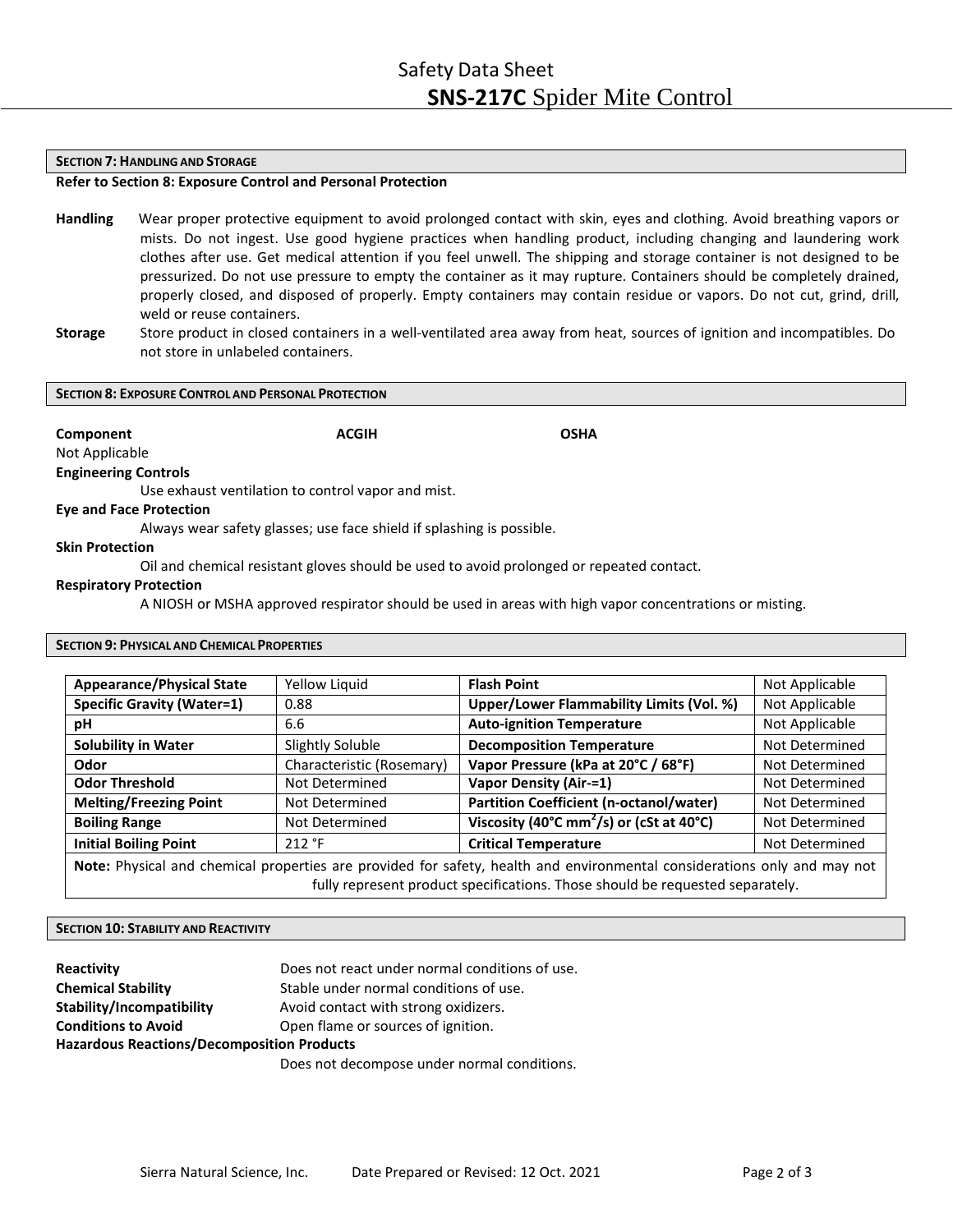## SECTION 7: HANDLING AND STORAGE

**Refer to Section 8: Exposure Control and Personal Protection**

**Handling** Wear proper protective equipment to avoid prolonged contact with skin, eyes and clothing. Avoid breathing vapors or mists. Do not ingest. Use good hygiene practices when handling product, including changing and laundering work clothes after use. Get medical attention if you feel unwell. The shipping and storage container is not designed to be pressurized. Do not use pressure to empty the container as it may rupture. Containers should be completely drained, properly closed, and disposed of properly. Empty containers may contain residue or vapors. Do not cut, grind, drill, weld or reuse containers.

**Storage** Store product in closed containers in a well-ventilated area away from heat, sources of ignition and incompatibles. Do not store in unlabeled containers.

## SECTION 8: EXPOSURE CONTROL AND PERSONAL PROTECTION

| Component | ACGIH | OSHA |
|---|---|---|
| Not Applicable | | |

**Engineering Controls**

Use exhaust ventilation to control vapor and mist.

**Eye and Face Protection**

Always wear safety glasses; use face shield if splashing is possible.

**Skin Protection**

Oil and chemical resistant gloves should be used to avoid prolonged or repeated contact.

**Respiratory Protection**

A NIOSH or MSHA approved respirator should be used in areas with high vapor concentrations or misting.

## SECTION 9: PHYSICAL AND CHEMICAL PROPERTIES

| Property | Value | Property | Value |
|---|---|---|---|
| **Appearance/Physical State** | Yellow Liquid | **Flash Point** | Not Applicable |
| **Specific Gravity (Water=1)** | 0.88 | **Upper/Lower Flammability Limits (Vol. %)** | Not Applicable |
| **pH** | 6.6 | **Auto-ignition Temperature** | Not Applicable |
| **Solubility in Water** | Slightly Soluble | **Decomposition Temperature** | Not Determined |
| **Odor** | Characteristic (Rosemary) | **Vapor Pressure (kPa at 20°C / 68°F)** | Not Determined |
| **Odor Threshold** | Not Determined | **Vapor Density (Air-=1)** | Not Determined |
| **Melting/Freezing Point** | Not Determined | **Partition Coefficient (n-octanol/water)** | Not Determined |
| **Boiling Range** | Not Determined | **Viscosity (40°C $mm^2/s$) or (cSt at 40°C)** | Not Determined |
| **Initial Boiling Point** | 212 °F | **Critical Temperature** | Not Determined |

**Note:** Physical and chemical properties are provided for safety, health and environmental considerations only and may not fully represent product specifications. Those should be requested separately.

## SECTION 10: STABILITY AND REACTIVITY

**Reactivity** Does not react under normal conditions of use.

**Chemical Stability** Stable under normal conditions of use.

**Stability/Incompatibility** Avoid contact with strong oxidizers.

**Conditions to Avoid** Open flame or sources of ignition.

**Hazardous Reactions/Decomposition Products**

Does not decompose under normal conditions.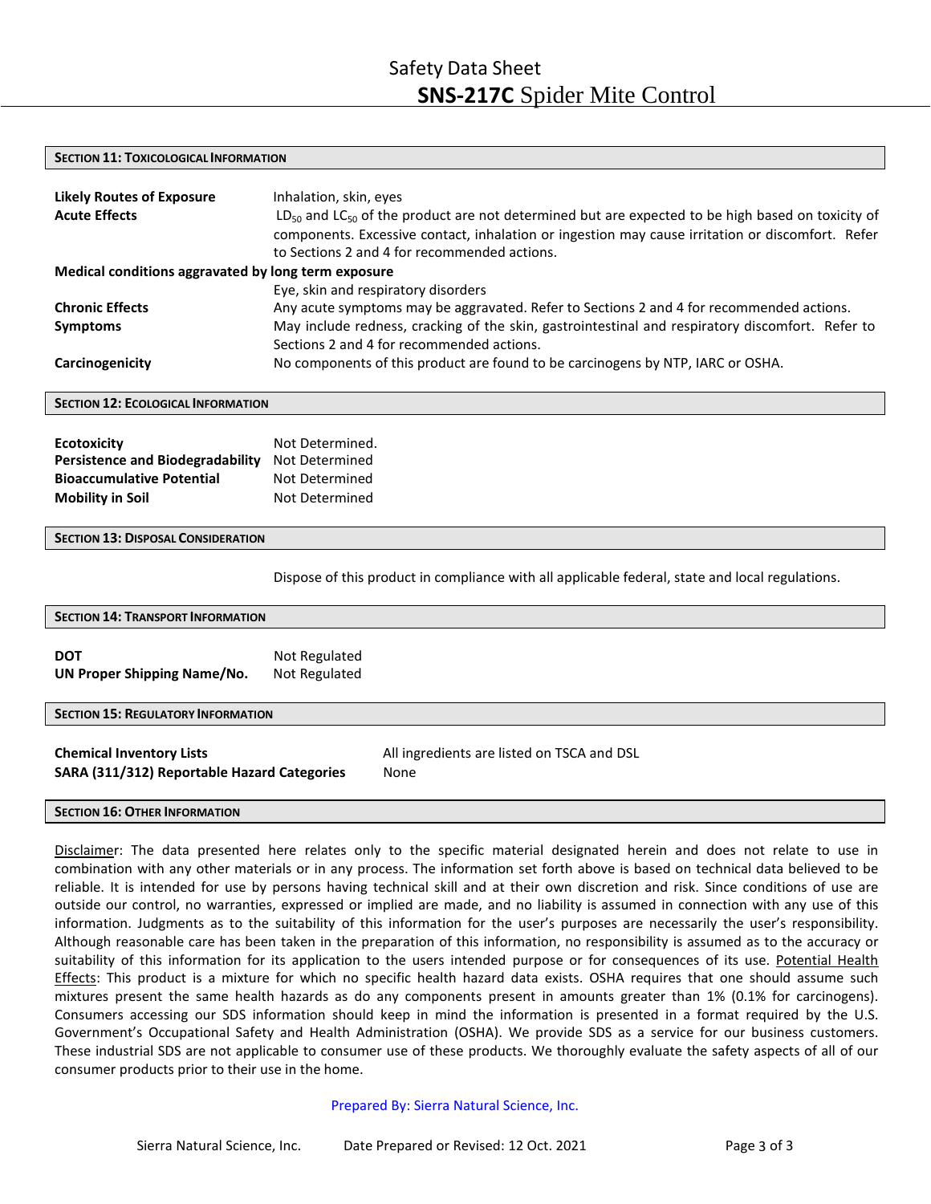## SECTION 11: TOXICOLOGICAL INFORMATION

| | |
|---|---|
| **Likely Routes of Exposure** | Inhalation, skin, eyes |
| **Acute Effects** | $LD_{50}$ and $LC_{50}$ of the product are not determined but are expected to be high based on toxicity of components. Excessive contact, inhalation or ingestion may cause irritation or discomfort. Refer to Sections 2 and 4 for recommended actions. |
| **Medical conditions aggravated by long term exposure** | Eye, skin and respiratory disorders |
| **Chronic Effects** | Any acute symptoms may be aggravated. Refer to Sections 2 and 4 for recommended actions. |
| **Symptoms** | May include redness, cracking of the skin, gastrointestinal and respiratory discomfort. Refer to Sections 2 and 4 for recommended actions. |
| **Carcinogenicity** | No components of this product are found to be carcinogens by NTP, IARC or OSHA. |

## SECTION 12: ECOLOGICAL INFORMATION

| | |
|---|---|
| **Ecotoxicity** | Not Determined. |
| **Persistence and Biodegradability** | Not Determined |
| **Bioaccumulative Potential** | Not Determined |
| **Mobility in Soil** | Not Determined |

## SECTION 13: DISPOSAL CONSIDERATION

Dispose of this product in compliance with all applicable federal, state and local regulations.

## SECTION 14: TRANSPORT INFORMATION

| | |
|---|---|
| **DOT** | Not Regulated |
| **UN Proper Shipping Name/No.** | Not Regulated |

## SECTION 15: REGULATORY INFORMATION

| | |
|---|---|
| **Chemical Inventory Lists** | All ingredients are listed on TSCA and DSL |
| **SARA (311/312) Reportable Hazard Categories** | None |

## SECTION 16: OTHER INFORMATION

Disclaimer: The data presented here relates only to the specific material designated herein and does not relate to use in combination with any other materials or in any process. The information set forth above is based on technical data believed to be reliable. It is intended for use by persons having technical skill and at their own discretion and risk. Since conditions of use are outside our control, no warranties, expressed or implied are made, and no liability is assumed in connection with any use of this information. Judgments as to the suitability of this information for the user's purposes are necessarily the user's responsibility. Although reasonable care has been taken in the preparation of this information, no responsibility is assumed as to the accuracy or suitability of this information for its application to the users intended purpose or for consequences of its use. Potential Health Effects: This product is a mixture for which no specific health hazard data exists. OSHA requires that one should assume such mixtures present the same health hazards as do any components present in amounts greater than 1% (0.1% for carcinogens). Consumers accessing our SDS information should keep in mind the information is presented in a format required by the U.S. Government's Occupational Safety and Health Administration (OSHA). We provide SDS as a service for our business customers. These industrial SDS are not applicable to consumer use of these products. We thoroughly evaluate the safety aspects of all of our consumer products prior to their use in the home.

Prepared By: Sierra Natural Science, Inc.

Date Prepared or Revised: 12 Oct. 2021